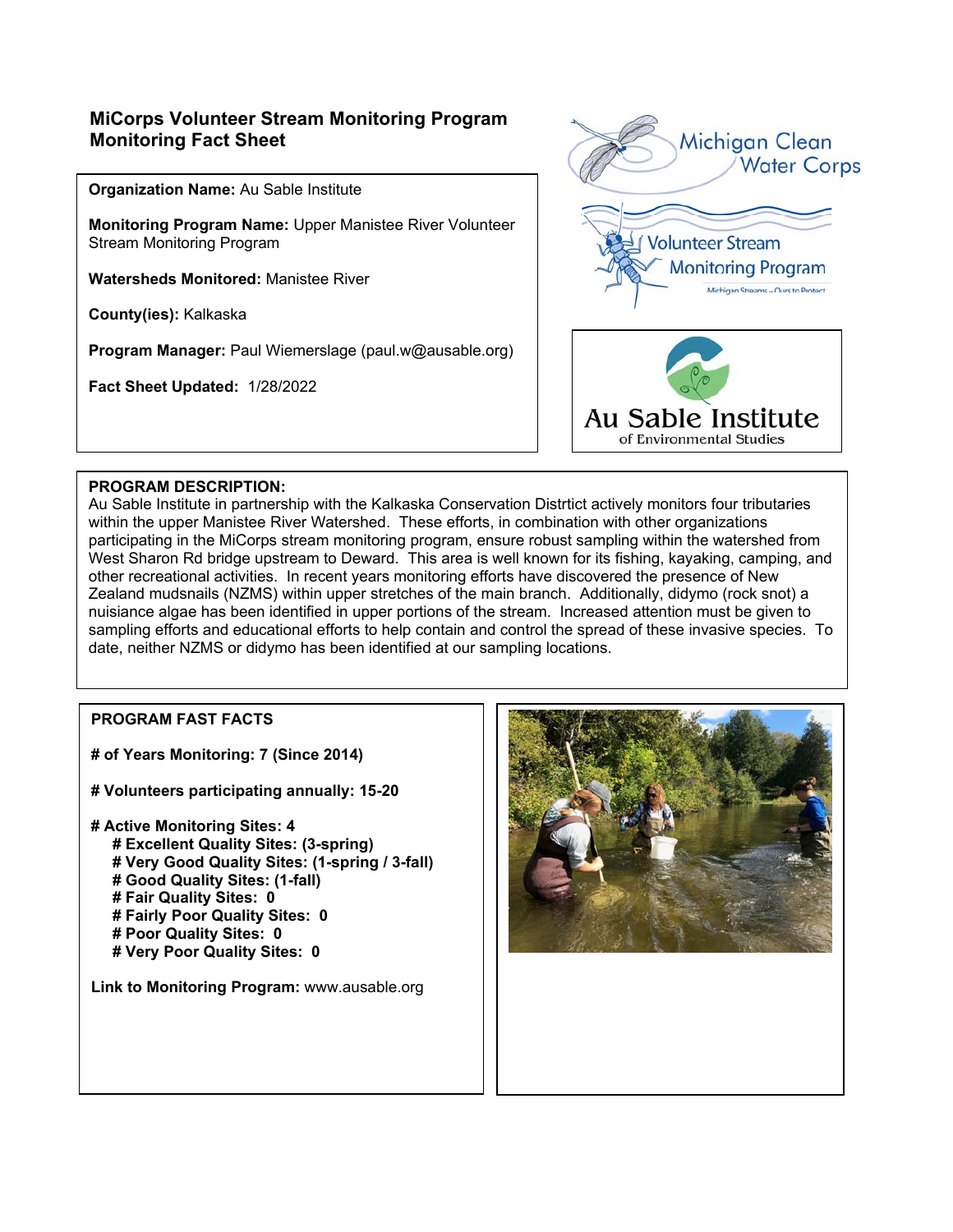# MiCorps Volunteer Stream Monitoring Program Monitoring Fact Sheet

**Organization Name:** Au Sable Institute

**Monitoring Program Name:** Upper Manistee River Volunteer Stream Monitoring Program

**Watersheds Monitored:** Manistee River

**County(ies):** Kalkaska

**Program Manager:** Paul Wiemerslage (paul.w@ausable.org)

**Fact Sheet Updated:** 1/28/2022

Michigan Clean Water Corps

Volunteer Stream Monitoring Program

Michigan Streams – Ours to Protect

Au Sable Institute of Environmental Studies

## PROGRAM DESCRIPTION:

Au Sable Institute in partnership with the Kalkaska Conservation Distrtict actively monitors four tributaries within the upper Manistee River Watershed. These efforts, in combination with other organizations participating in the MiCorps stream monitoring program, ensure robust sampling within the watershed from West Sharon Rd bridge upstream to Deward. This area is well known for its fishing, kayaking, camping, and other recreational activities. In recent years monitoring efforts have discovered the presence of New Zealand mudsnails (NZMS) within upper stretches of the main branch. Additionally, didymo (rock snot) a nuisiance algae has been identified in upper portions of the stream. Increased attention must be given to sampling efforts and educational efforts to help contain and control the spread of these invasive species. To date, neither NZMS or didymo has been identified at our sampling locations.

## PROGRAM FAST FACTS

**# of Years Monitoring: 7 (Since 2014)**

**# Volunteers participating annually: 15-20**

**# Active Monitoring Sites: 4**

- **# Excellent Quality Sites: (3-spring)**
- **# Very Good Quality Sites: (1-spring / 3-fall)**
- **# Good Quality Sites: (1-fall)**
- **# Fair Quality Sites: 0**
- **# Fairly Poor Quality Sites: 0**
- **# Poor Quality Sites: 0**
- **# Very Poor Quality Sites: 0**

**Link to Monitoring Program:** www.ausable.org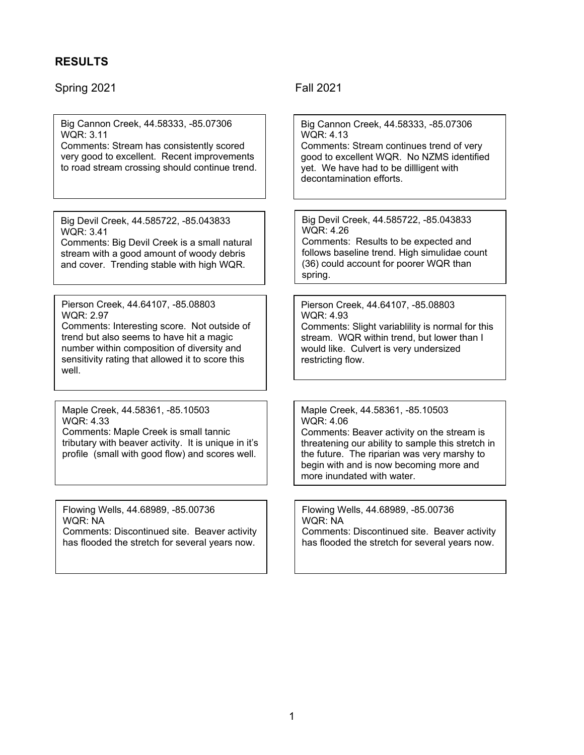## RESULTS

### Spring 2021

Big Cannon Creek, 44.58333, -85.07306
WQR: 3.11
Comments: Stream has consistently scored very good to excellent. Recent improvements to road stream crossing should continue trend.

Big Devil Creek, 44.585722, -85.043833
WQR: 3.41
Comments: Big Devil Creek is a small natural stream with a good amount of woody debris and cover. Trending stable with high WQR.

Pierson Creek, 44.64107, -85.08803
WQR: 2.97
Comments: Interesting score. Not outside of trend but also seems to have hit a magic number within composition of diversity and sensitivity rating that allowed it to score this well.

Maple Creek, 44.58361, -85.10503
WQR: 4.33
Comments: Maple Creek is small tannic tributary with beaver activity. It is unique in it's profile (small with good flow) and scores well.

Flowing Wells, 44.68989, -85.00736
WQR: NA
Comments: Discontinued site. Beaver activity has flooded the stretch for several years now.

### Fall 2021

Big Cannon Creek, 44.58333, -85.07306
WQR: 4.13
Comments: Stream continues trend of very good to excellent WQR. No NZMS identified yet. We have had to be dillligent with decontamination efforts.

Big Devil Creek, 44.585722, -85.043833
WQR: 4.26
Comments: Results to be expected and follows baseline trend. High simulidae count (36) could account for poorer WQR than spring.

Pierson Creek, 44.64107, -85.08803
WQR: 4.93
Comments: Slight variablility is normal for this stream. WQR within trend, but lower than I would like. Culvert is very undersized restricting flow.

Maple Creek, 44.58361, -85.10503
WQR: 4.06
Comments: Beaver activity on the stream is threatening our ability to sample this stretch in the future. The riparian was very marshy to begin with and is now becoming more and more inundated with water.

Flowing Wells, 44.68989, -85.00736
WQR: NA
Comments: Discontinued site. Beaver activity has flooded the stretch for several years now.